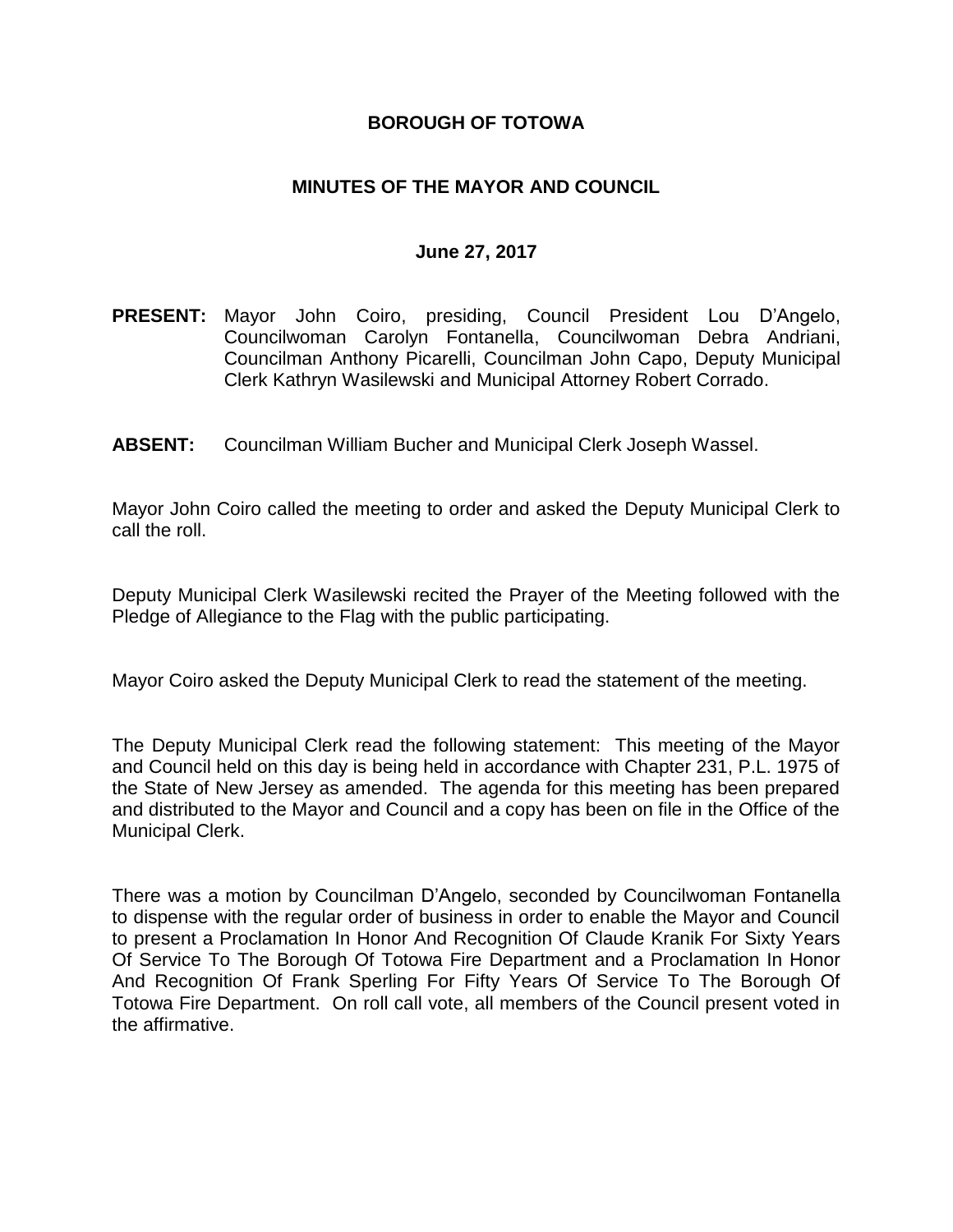# BOROUGH OF TOTOWA

## MINUTES OF THE MAYOR AND COUNCIL

### June 27, 2017

**PRESENT:** Mayor John Coiro, presiding, Council President Lou D'Angelo, Councilwoman Carolyn Fontanella, Councilwoman Debra Andriani, Councilman Anthony Picarelli, Councilman John Capo, Deputy Municipal Clerk Kathryn Wasilewski and Municipal Attorney Robert Corrado.

**ABSENT:** Councilman William Bucher and Municipal Clerk Joseph Wassel.

Mayor John Coiro called the meeting to order and asked the Deputy Municipal Clerk to call the roll.

Deputy Municipal Clerk Wasilewski recited the Prayer of the Meeting followed with the Pledge of Allegiance to the Flag with the public participating.

Mayor Coiro asked the Deputy Municipal Clerk to read the statement of the meeting.

The Deputy Municipal Clerk read the following statement: This meeting of the Mayor and Council held on this day is being held in accordance with Chapter 231, P.L. 1975 of the State of New Jersey as amended. The agenda for this meeting has been prepared and distributed to the Mayor and Council and a copy has been on file in the Office of the Municipal Clerk.

There was a motion by Councilman D'Angelo, seconded by Councilwoman Fontanella to dispense with the regular order of business in order to enable the Mayor and Council to present a Proclamation In Honor And Recognition Of Claude Kranik For Sixty Years Of Service To The Borough Of Totowa Fire Department and a Proclamation In Honor And Recognition Of Frank Sperling For Fifty Years Of Service To The Borough Of Totowa Fire Department. On roll call vote, all members of the Council present voted in the affirmative.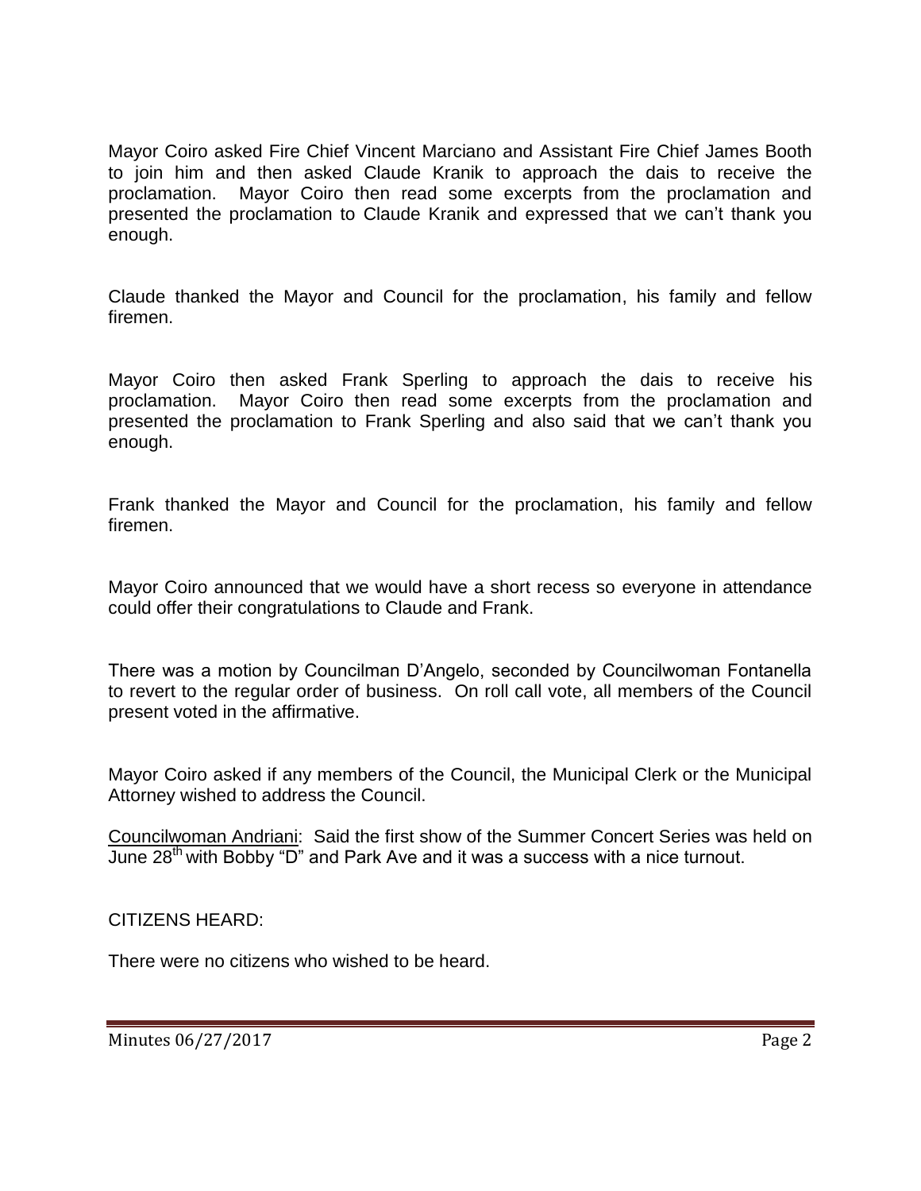Mayor Coiro asked Fire Chief Vincent Marciano and Assistant Fire Chief James Booth to join him and then asked Claude Kranik to approach the dais to receive the proclamation. Mayor Coiro then read some excerpts from the proclamation and presented the proclamation to Claude Kranik and expressed that we can't thank you enough.

Claude thanked the Mayor and Council for the proclamation, his family and fellow firemen.

Mayor Coiro then asked Frank Sperling to approach the dais to receive his proclamation. Mayor Coiro then read some excerpts from the proclamation and presented the proclamation to Frank Sperling and also said that we can't thank you enough.

Frank thanked the Mayor and Council for the proclamation, his family and fellow firemen.

Mayor Coiro announced that we would have a short recess so everyone in attendance could offer their congratulations to Claude and Frank.

There was a motion by Councilman D'Angelo, seconded by Councilwoman Fontanella to revert to the regular order of business. On roll call vote, all members of the Council present voted in the affirmative.

Mayor Coiro asked if any members of the Council, the Municipal Clerk or the Municipal Attorney wished to address the Council.

Councilwoman Andriani: Said the first show of the Summer Concert Series was held on June 28th with Bobby "D" and Park Ave and it was a success with a nice turnout.

CITIZENS HEARD:

There were no citizens who wished to be heard.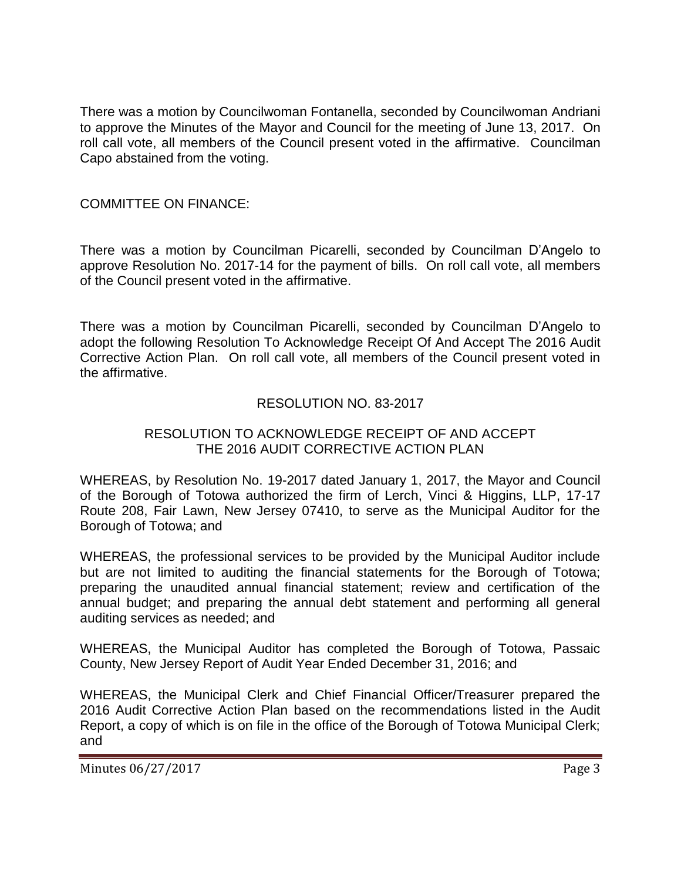There was a motion by Councilwoman Fontanella, seconded by Councilwoman Andriani to approve the Minutes of the Mayor and Council for the meeting of June 13, 2017. On roll call vote, all members of the Council present voted in the affirmative. Councilman Capo abstained from the voting.

COMMITTEE ON FINANCE:

There was a motion by Councilman Picarelli, seconded by Councilman D'Angelo to approve Resolution No. 2017-14 for the payment of bills. On roll call vote, all members of the Council present voted in the affirmative.

There was a motion by Councilman Picarelli, seconded by Councilman D'Angelo to adopt the following Resolution To Acknowledge Receipt Of And Accept The 2016 Audit Corrective Action Plan. On roll call vote, all members of the Council present voted in the affirmative.

RESOLUTION NO. 83-2017

RESOLUTION TO ACKNOWLEDGE RECEIPT OF AND ACCEPT THE 2016 AUDIT CORRECTIVE ACTION PLAN

WHEREAS, by Resolution No. 19-2017 dated January 1, 2017, the Mayor and Council of the Borough of Totowa authorized the firm of Lerch, Vinci & Higgins, LLP, 17-17 Route 208, Fair Lawn, New Jersey 07410, to serve as the Municipal Auditor for the Borough of Totowa; and

WHEREAS, the professional services to be provided by the Municipal Auditor include but are not limited to auditing the financial statements for the Borough of Totowa; preparing the unaudited annual financial statement; review and certification of the annual budget; and preparing the annual debt statement and performing all general auditing services as needed; and

WHEREAS, the Municipal Auditor has completed the Borough of Totowa, Passaic County, New Jersey Report of Audit Year Ended December 31, 2016; and

WHEREAS, the Municipal Clerk and Chief Financial Officer/Treasurer prepared the 2016 Audit Corrective Action Plan based on the recommendations listed in the Audit Report, a copy of which is on file in the office of the Borough of Totowa Municipal Clerk; and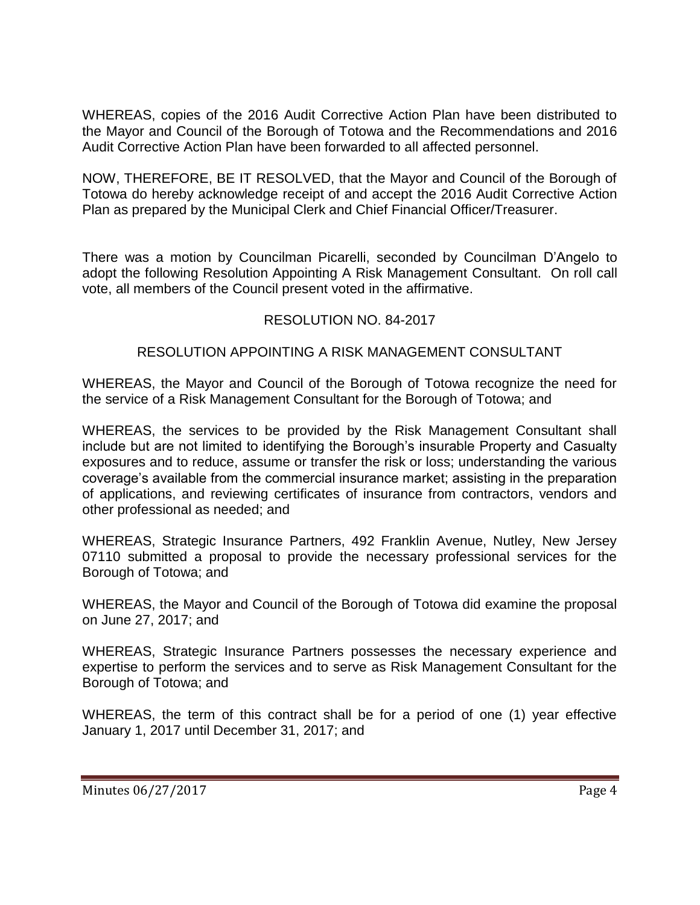WHEREAS, copies of the 2016 Audit Corrective Action Plan have been distributed to the Mayor and Council of the Borough of Totowa and the Recommendations and 2016 Audit Corrective Action Plan have been forwarded to all affected personnel.

NOW, THEREFORE, BE IT RESOLVED, that the Mayor and Council of the Borough of Totowa do hereby acknowledge receipt of and accept the 2016 Audit Corrective Action Plan as prepared by the Municipal Clerk and Chief Financial Officer/Treasurer.

There was a motion by Councilman Picarelli, seconded by Councilman D'Angelo to adopt the following Resolution Appointing A Risk Management Consultant. On roll call vote, all members of the Council present voted in the affirmative.

RESOLUTION NO. 84-2017

RESOLUTION APPOINTING A RISK MANAGEMENT CONSULTANT

WHEREAS, the Mayor and Council of the Borough of Totowa recognize the need for the service of a Risk Management Consultant for the Borough of Totowa; and

WHEREAS, the services to be provided by the Risk Management Consultant shall include but are not limited to identifying the Borough's insurable Property and Casualty exposures and to reduce, assume or transfer the risk or loss; understanding the various coverage's available from the commercial insurance market; assisting in the preparation of applications, and reviewing certificates of insurance from contractors, vendors and other professional as needed; and

WHEREAS, Strategic Insurance Partners, 492 Franklin Avenue, Nutley, New Jersey 07110 submitted a proposal to provide the necessary professional services for the Borough of Totowa; and

WHEREAS, the Mayor and Council of the Borough of Totowa did examine the proposal on June 27, 2017; and

WHEREAS, Strategic Insurance Partners possesses the necessary experience and expertise to perform the services and to serve as Risk Management Consultant for the Borough of Totowa; and

WHEREAS, the term of this contract shall be for a period of one (1) year effective January 1, 2017 until December 31, 2017; and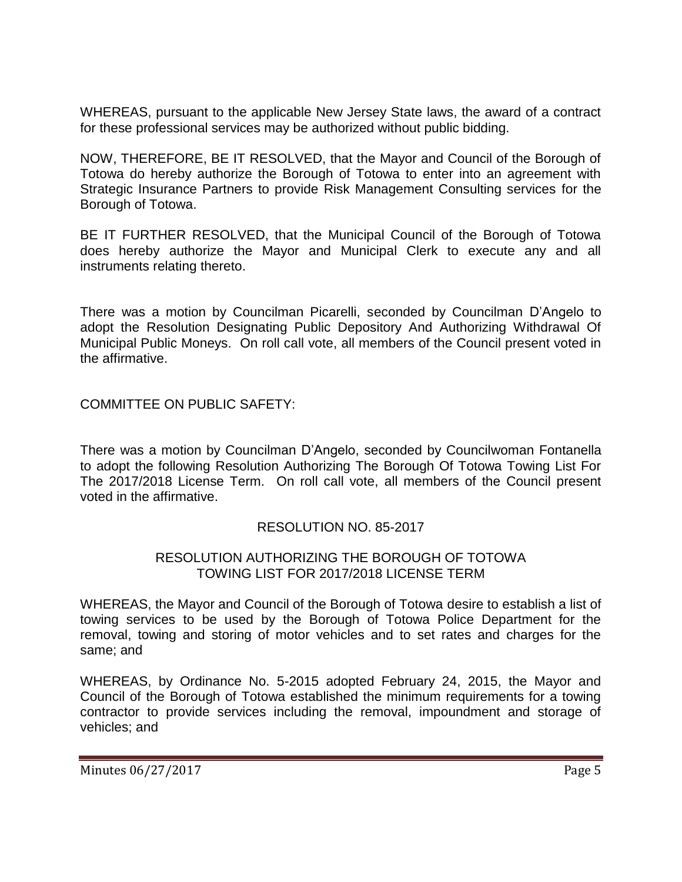WHEREAS, pursuant to the applicable New Jersey State laws, the award of a contract for these professional services may be authorized without public bidding.

NOW, THEREFORE, BE IT RESOLVED, that the Mayor and Council of the Borough of Totowa do hereby authorize the Borough of Totowa to enter into an agreement with Strategic Insurance Partners to provide Risk Management Consulting services for the Borough of Totowa.

BE IT FURTHER RESOLVED, that the Municipal Council of the Borough of Totowa does hereby authorize the Mayor and Municipal Clerk to execute any and all instruments relating thereto.

There was a motion by Councilman Picarelli, seconded by Councilman D'Angelo to adopt the Resolution Designating Public Depository And Authorizing Withdrawal Of Municipal Public Moneys. On roll call vote, all members of the Council present voted in the affirmative.

COMMITTEE ON PUBLIC SAFETY:

There was a motion by Councilman D'Angelo, seconded by Councilwoman Fontanella to adopt the following Resolution Authorizing The Borough Of Totowa Towing List For The 2017/2018 License Term. On roll call vote, all members of the Council present voted in the affirmative.

RESOLUTION NO. 85-2017

RESOLUTION AUTHORIZING THE BOROUGH OF TOTOWA TOWING LIST FOR 2017/2018 LICENSE TERM

WHEREAS, the Mayor and Council of the Borough of Totowa desire to establish a list of towing services to be used by the Borough of Totowa Police Department for the removal, towing and storing of motor vehicles and to set rates and charges for the same; and

WHEREAS, by Ordinance No. 5-2015 adopted February 24, 2015, the Mayor and Council of the Borough of Totowa established the minimum requirements for a towing contractor to provide services including the removal, impoundment and storage of vehicles; and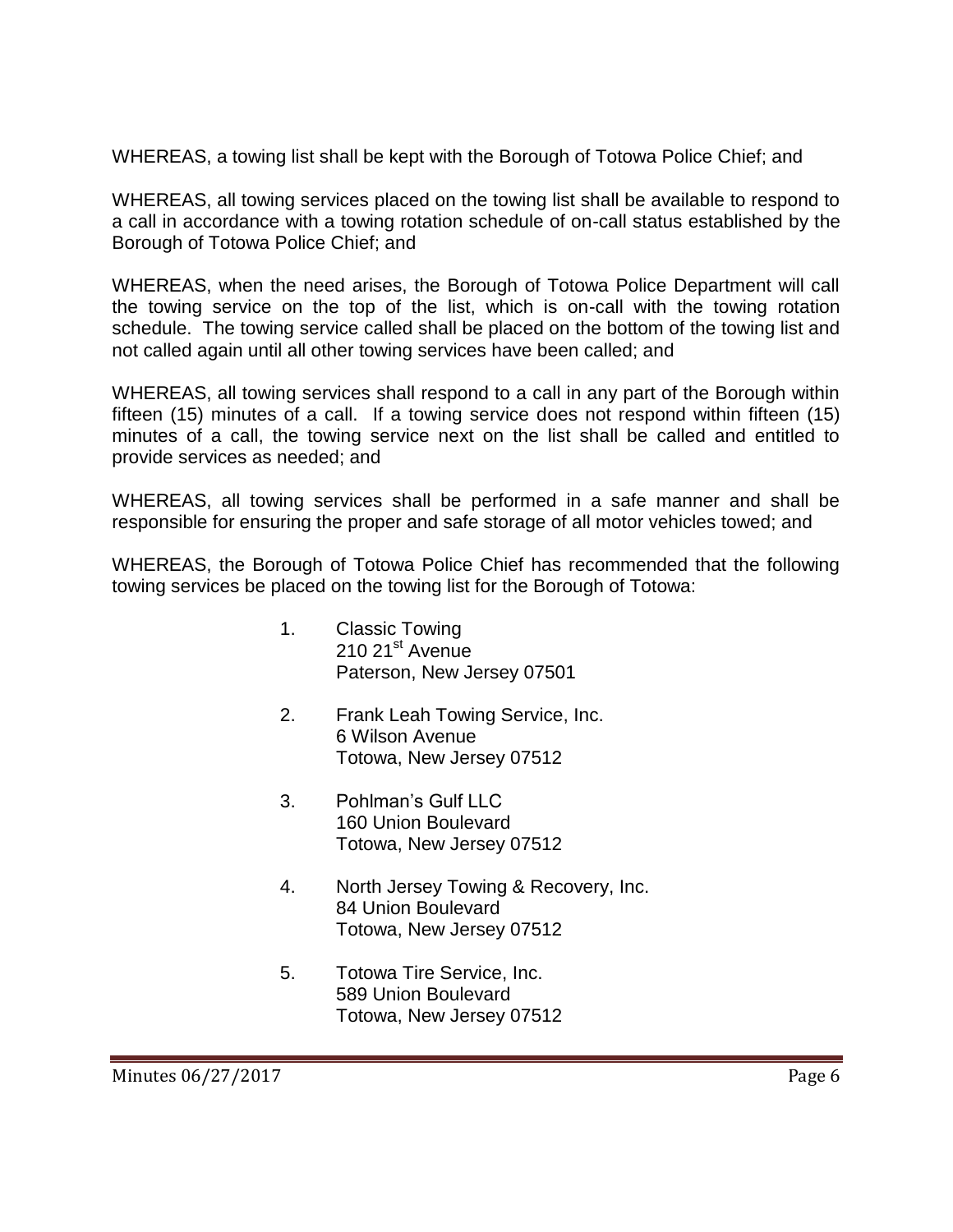WHEREAS, a towing list shall be kept with the Borough of Totowa Police Chief; and

WHEREAS, all towing services placed on the towing list shall be available to respond to a call in accordance with a towing rotation schedule of on-call status established by the Borough of Totowa Police Chief; and

WHEREAS, when the need arises, the Borough of Totowa Police Department will call the towing service on the top of the list, which is on-call with the towing rotation schedule. The towing service called shall be placed on the bottom of the towing list and not called again until all other towing services have been called; and

WHEREAS, all towing services shall respond to a call in any part of the Borough within fifteen (15) minutes of a call. If a towing service does not respond within fifteen (15) minutes of a call, the towing service next on the list shall be called and entitled to provide services as needed; and

WHEREAS, all towing services shall be performed in a safe manner and shall be responsible for ensuring the proper and safe storage of all motor vehicles towed; and

WHEREAS, the Borough of Totowa Police Chief has recommended that the following towing services be placed on the towing list for the Borough of Totowa:

1. Classic Towing
   210 21st Avenue
   Paterson, New Jersey 07501

2. Frank Leah Towing Service, Inc.
   6 Wilson Avenue
   Totowa, New Jersey 07512

3. Pohlman's Gulf LLC
   160 Union Boulevard
   Totowa, New Jersey 07512

4. North Jersey Towing & Recovery, Inc.
   84 Union Boulevard
   Totowa, New Jersey 07512

5. Totowa Tire Service, Inc.
   589 Union Boulevard
   Totowa, New Jersey 07512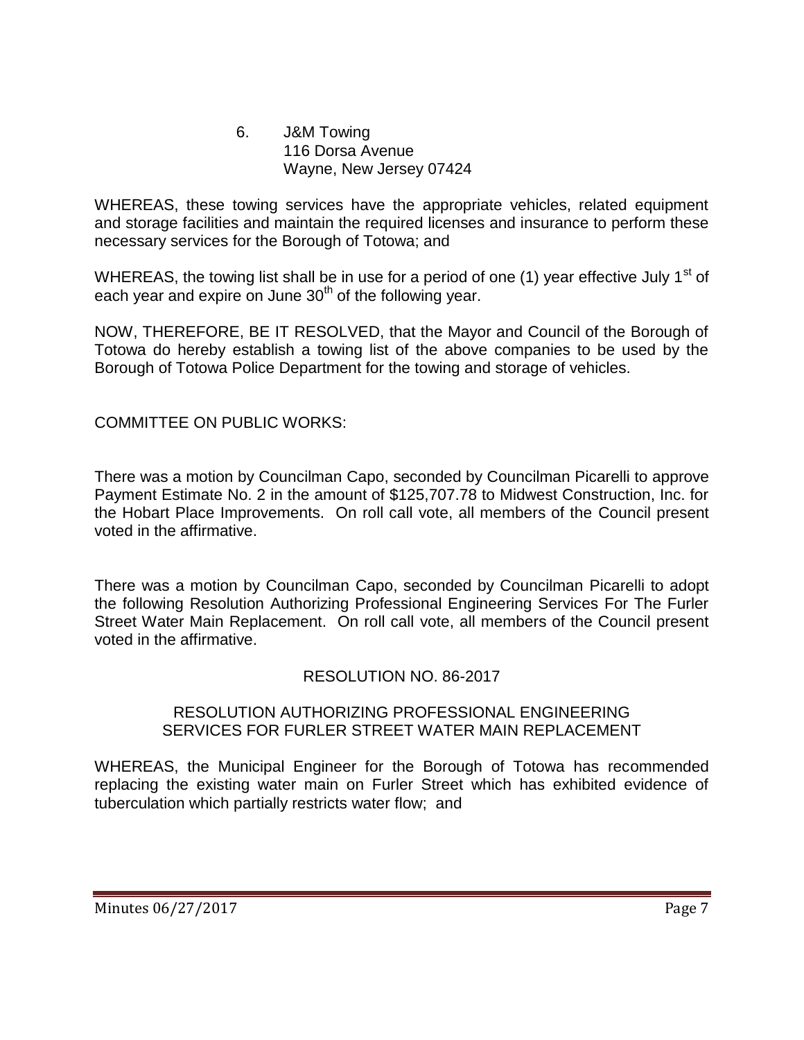6. J&M Towing
   116 Dorsa Avenue
   Wayne, New Jersey 07424

WHEREAS, these towing services have the appropriate vehicles, related equipment and storage facilities and maintain the required licenses and insurance to perform these necessary services for the Borough of Totowa; and

WHEREAS, the towing list shall be in use for a period of one (1) year effective July 1st of each year and expire on June 30th of the following year.

NOW, THEREFORE, BE IT RESOLVED, that the Mayor and Council of the Borough of Totowa do hereby establish a towing list of the above companies to be used by the Borough of Totowa Police Department for the towing and storage of vehicles.

COMMITTEE ON PUBLIC WORKS:

There was a motion by Councilman Capo, seconded by Councilman Picarelli to approve Payment Estimate No. 2 in the amount of $125,707.78 to Midwest Construction, Inc. for the Hobart Place Improvements. On roll call vote, all members of the Council present voted in the affirmative.

There was a motion by Councilman Capo, seconded by Councilman Picarelli to adopt the following Resolution Authorizing Professional Engineering Services For The Furler Street Water Main Replacement. On roll call vote, all members of the Council present voted in the affirmative.

RESOLUTION NO. 86-2017

RESOLUTION AUTHORIZING PROFESSIONAL ENGINEERING SERVICES FOR FURLER STREET WATER MAIN REPLACEMENT

WHEREAS, the Municipal Engineer for the Borough of Totowa has recommended replacing the existing water main on Furler Street which has exhibited evidence of tuberculation which partially restricts water flow; and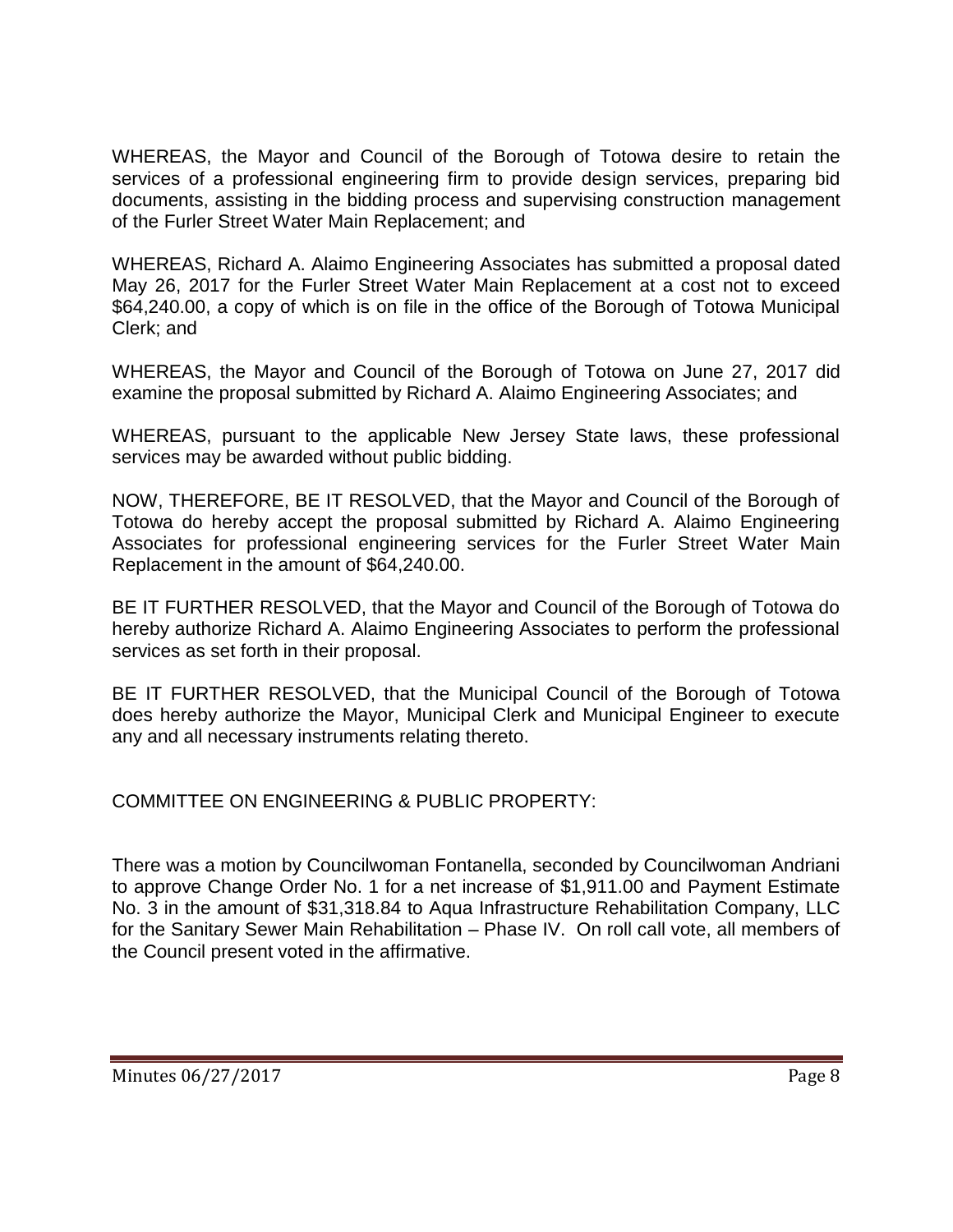WHEREAS, the Mayor and Council of the Borough of Totowa desire to retain the services of a professional engineering firm to provide design services, preparing bid documents, assisting in the bidding process and supervising construction management of the Furler Street Water Main Replacement; and

WHEREAS, Richard A. Alaimo Engineering Associates has submitted a proposal dated May 26, 2017 for the Furler Street Water Main Replacement at a cost not to exceed $64,240.00, a copy of which is on file in the office of the Borough of Totowa Municipal Clerk; and

WHEREAS, the Mayor and Council of the Borough of Totowa on June 27, 2017 did examine the proposal submitted by Richard A. Alaimo Engineering Associates; and

WHEREAS, pursuant to the applicable New Jersey State laws, these professional services may be awarded without public bidding.

NOW, THEREFORE, BE IT RESOLVED, that the Mayor and Council of the Borough of Totowa do hereby accept the proposal submitted by Richard A. Alaimo Engineering Associates for professional engineering services for the Furler Street Water Main Replacement in the amount of $64,240.00.

BE IT FURTHER RESOLVED, that the Mayor and Council of the Borough of Totowa do hereby authorize Richard A. Alaimo Engineering Associates to perform the professional services as set forth in their proposal.

BE IT FURTHER RESOLVED, that the Municipal Council of the Borough of Totowa does hereby authorize the Mayor, Municipal Clerk and Municipal Engineer to execute any and all necessary instruments relating thereto.

COMMITTEE ON ENGINEERING & PUBLIC PROPERTY:

There was a motion by Councilwoman Fontanella, seconded by Councilwoman Andriani to approve Change Order No. 1 for a net increase of $1,911.00 and Payment Estimate No. 3 in the amount of $31,318.84 to Aqua Infrastructure Rehabilitation Company, LLC for the Sanitary Sewer Main Rehabilitation – Phase IV. On roll call vote, all members of the Council present voted in the affirmative.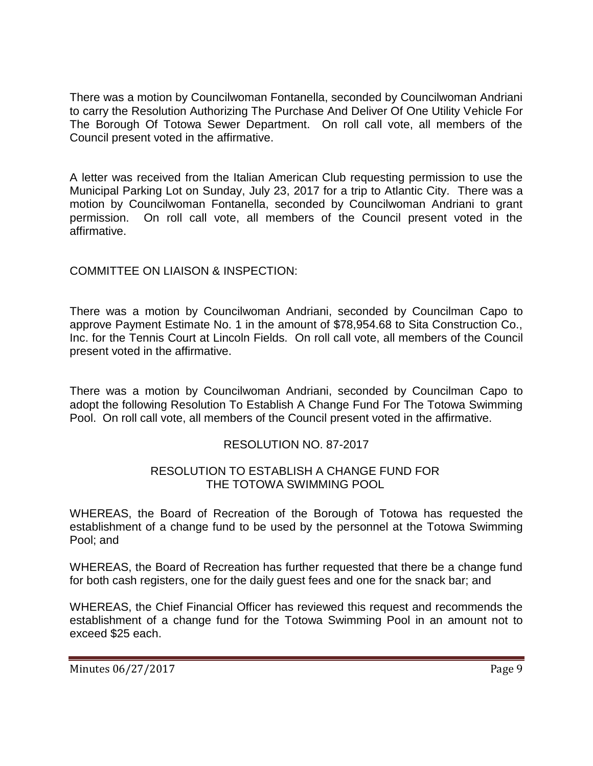There was a motion by Councilwoman Fontanella, seconded by Councilwoman Andriani to carry the Resolution Authorizing The Purchase And Deliver Of One Utility Vehicle For The Borough Of Totowa Sewer Department. On roll call vote, all members of the Council present voted in the affirmative.

A letter was received from the Italian American Club requesting permission to use the Municipal Parking Lot on Sunday, July 23, 2017 for a trip to Atlantic City. There was a motion by Councilwoman Fontanella, seconded by Councilwoman Andriani to grant permission. On roll call vote, all members of the Council present voted in the affirmative.

COMMITTEE ON LIAISON & INSPECTION:

There was a motion by Councilwoman Andriani, seconded by Councilman Capo to approve Payment Estimate No. 1 in the amount of $78,954.68 to Sita Construction Co., Inc. for the Tennis Court at Lincoln Fields. On roll call vote, all members of the Council present voted in the affirmative.

There was a motion by Councilwoman Andriani, seconded by Councilman Capo to adopt the following Resolution To Establish A Change Fund For The Totowa Swimming Pool. On roll call vote, all members of the Council present voted in the affirmative.

RESOLUTION NO. 87-2017

RESOLUTION TO ESTABLISH A CHANGE FUND FOR THE TOTOWA SWIMMING POOL

WHEREAS, the Board of Recreation of the Borough of Totowa has requested the establishment of a change fund to be used by the personnel at the Totowa Swimming Pool; and

WHEREAS, the Board of Recreation has further requested that there be a change fund for both cash registers, one for the daily guest fees and one for the snack bar; and

WHEREAS, the Chief Financial Officer has reviewed this request and recommends the establishment of a change fund for the Totowa Swimming Pool in an amount not to exceed $25 each.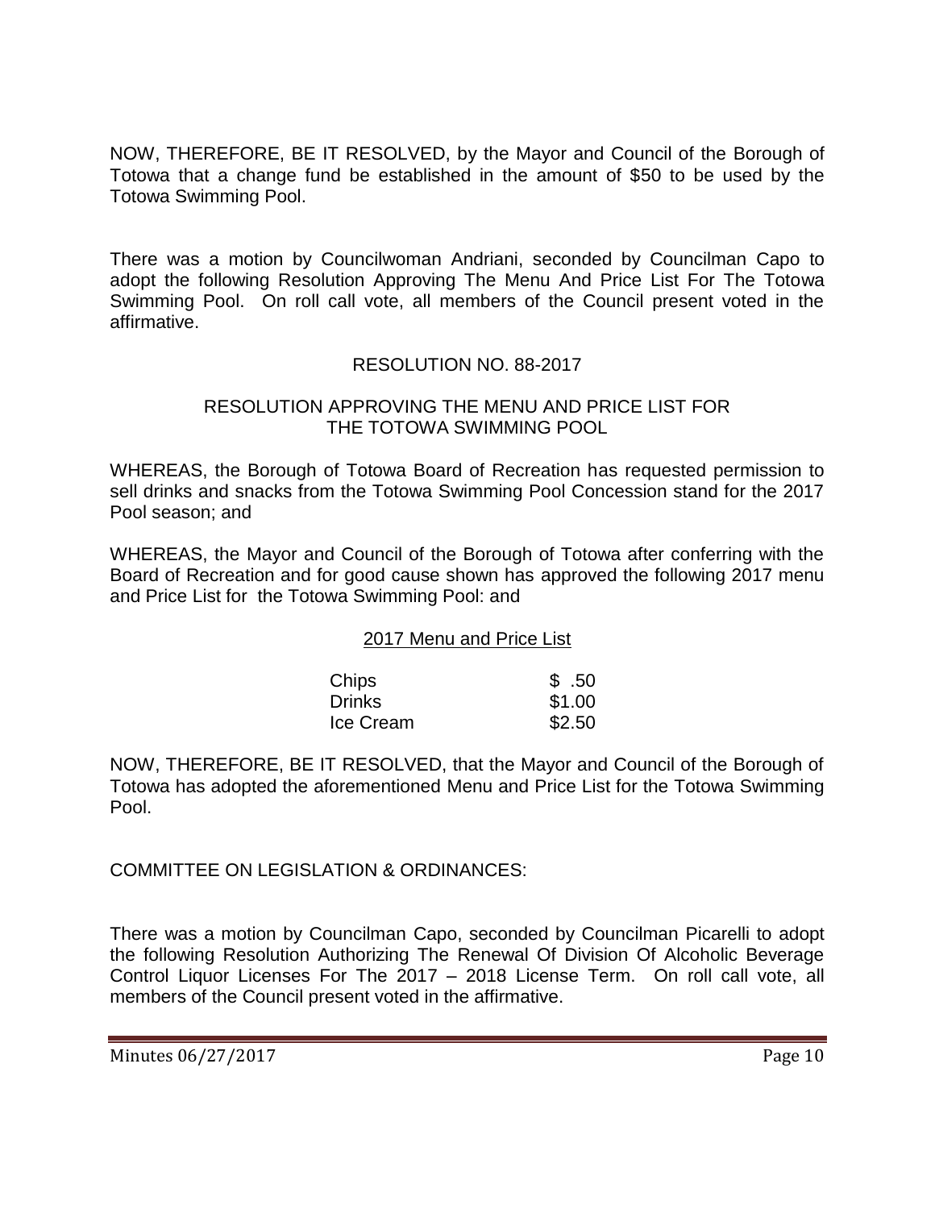NOW, THEREFORE, BE IT RESOLVED, by the Mayor and Council of the Borough of Totowa that a change fund be established in the amount of $50 to be used by the Totowa Swimming Pool.

There was a motion by Councilwoman Andriani, seconded by Councilman Capo to adopt the following Resolution Approving The Menu And Price List For The Totowa Swimming Pool. On roll call vote, all members of the Council present voted in the affirmative.

RESOLUTION NO. 88-2017

RESOLUTION APPROVING THE MENU AND PRICE LIST FOR THE TOTOWA SWIMMING POOL

WHEREAS, the Borough of Totowa Board of Recreation has requested permission to sell drinks and snacks from the Totowa Swimming Pool Concession stand for the 2017 Pool season; and

WHEREAS, the Mayor and Council of the Borough of Totowa after conferring with the Board of Recreation and for good cause shown has approved the following 2017 menu and Price List for the Totowa Swimming Pool: and

2017 Menu and Price List

| | |
|---|---|
| Chips | $ .50 |
| Drinks | $1.00 |
| Ice Cream | $2.50 |

NOW, THEREFORE, BE IT RESOLVED, that the Mayor and Council of the Borough of Totowa has adopted the aforementioned Menu and Price List for the Totowa Swimming Pool.

COMMITTEE ON LEGISLATION & ORDINANCES:

There was a motion by Councilman Capo, seconded by Councilman Picarelli to adopt the following Resolution Authorizing The Renewal Of Division Of Alcoholic Beverage Control Liquor Licenses For The 2017 – 2018 License Term. On roll call vote, all members of the Council present voted in the affirmative.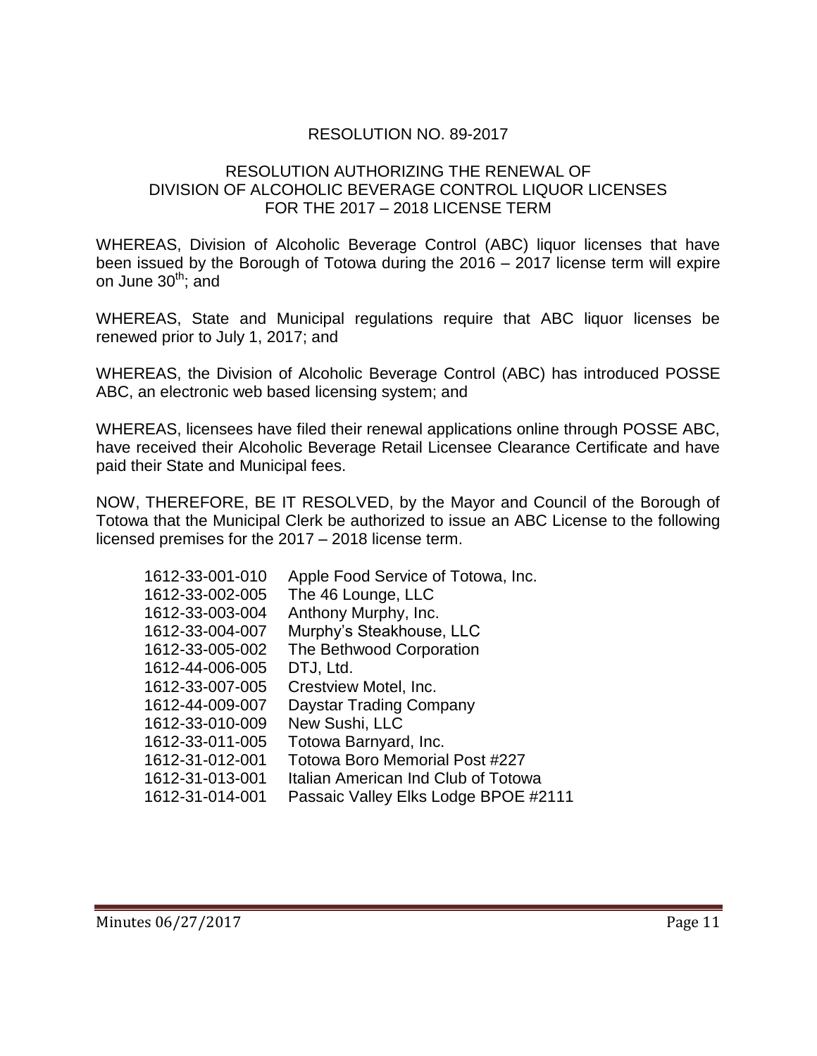## RESOLUTION NO. 89-2017

### RESOLUTION AUTHORIZING THE RENEWAL OF DIVISION OF ALCOHOLIC BEVERAGE CONTROL LIQUOR LICENSES FOR THE 2017 – 2018 LICENSE TERM

WHEREAS, Division of Alcoholic Beverage Control (ABC) liquor licenses that have been issued by the Borough of Totowa during the 2016 – 2017 license term will expire on June 30th; and

WHEREAS, State and Municipal regulations require that ABC liquor licenses be renewed prior to July 1, 2017; and

WHEREAS, the Division of Alcoholic Beverage Control (ABC) has introduced POSSE ABC, an electronic web based licensing system; and

WHEREAS, licensees have filed their renewal applications online through POSSE ABC, have received their Alcoholic Beverage Retail Licensee Clearance Certificate and have paid their State and Municipal fees.

NOW, THEREFORE, BE IT RESOLVED, by the Mayor and Council of the Borough of Totowa that the Municipal Clerk be authorized to issue an ABC License to the following licensed premises for the 2017 – 2018 license term.

| | |
|---|---|
| 1612-33-001-010 | Apple Food Service of Totowa, Inc. |
| 1612-33-002-005 | The 46 Lounge, LLC |
| 1612-33-003-004 | Anthony Murphy, Inc. |
| 1612-33-004-007 | Murphy's Steakhouse, LLC |
| 1612-33-005-002 | The Bethwood Corporation |
| 1612-44-006-005 | DTJ, Ltd. |
| 1612-33-007-005 | Crestview Motel, Inc. |
| 1612-44-009-007 | Daystar Trading Company |
| 1612-33-010-009 | New Sushi, LLC |
| 1612-33-011-005 | Totowa Barnyard, Inc. |
| 1612-31-012-001 | Totowa Boro Memorial Post #227 |
| 1612-31-013-001 | Italian American Ind Club of Totowa |
| 1612-31-014-001 | Passaic Valley Elks Lodge BPOE #2111 |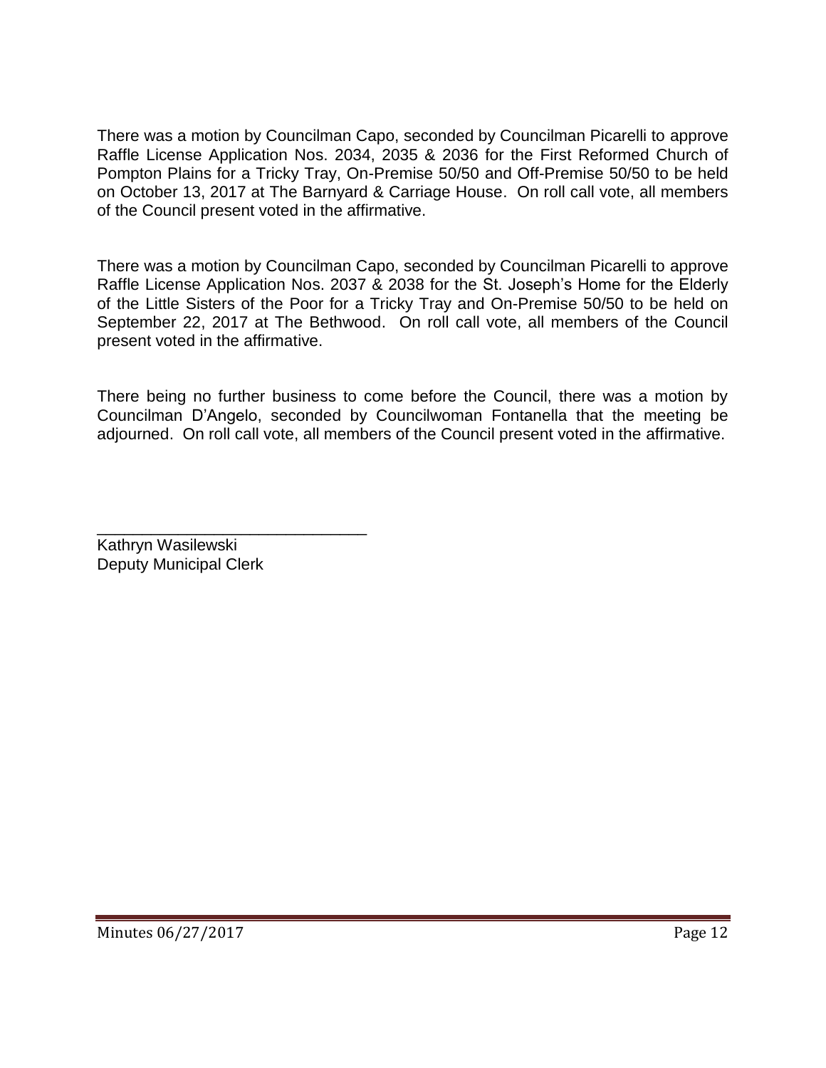There was a motion by Councilman Capo, seconded by Councilman Picarelli to approve Raffle License Application Nos. 2034, 2035 & 2036 for the First Reformed Church of Pompton Plains for a Tricky Tray, On-Premise 50/50 and Off-Premise 50/50 to be held on October 13, 2017 at The Barnyard & Carriage House. On roll call vote, all members of the Council present voted in the affirmative.

There was a motion by Councilman Capo, seconded by Councilman Picarelli to approve Raffle License Application Nos. 2037 & 2038 for the St. Joseph's Home for the Elderly of the Little Sisters of the Poor for a Tricky Tray and On-Premise 50/50 to be held on September 22, 2017 at The Bethwood. On roll call vote, all members of the Council present voted in the affirmative.

There being no further business to come before the Council, there was a motion by Councilman D'Angelo, seconded by Councilwoman Fontanella that the meeting be adjourned. On roll call vote, all members of the Council present voted in the affirmative.

_______________________________

Kathryn Wasilewski
Deputy Municipal Clerk